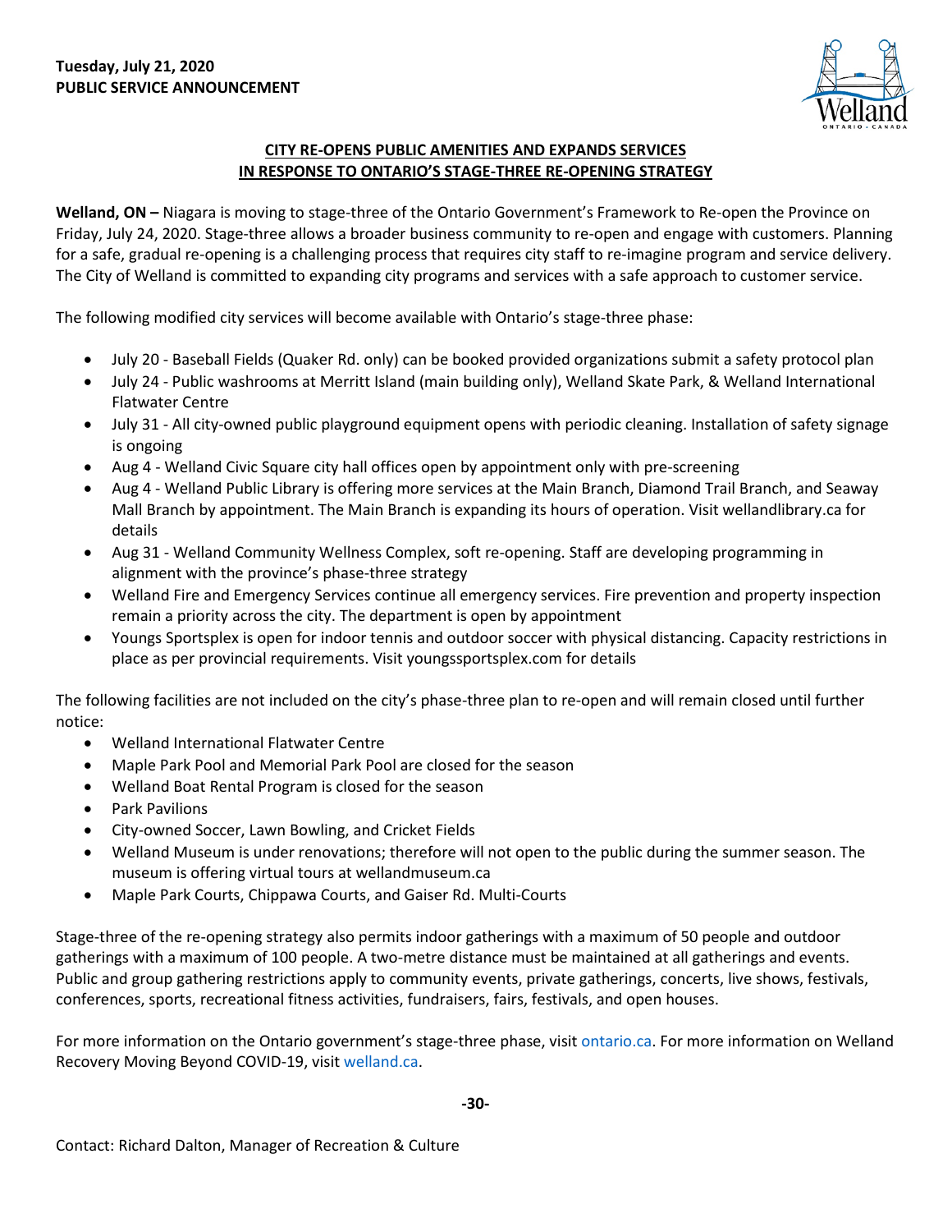**Tuesday, July 21, 2020**
**PUBLIC SERVICE ANNOUNCEMENT**

## CITY RE-OPENS PUBLIC AMENITIES AND EXPANDS SERVICES IN RESPONSE TO ONTARIO'S STAGE-THREE RE-OPENING STRATEGY

**Welland, ON –** Niagara is moving to stage-three of the Ontario Government's Framework to Re-open the Province on Friday, July 24, 2020. Stage-three allows a broader business community to re-open and engage with customers. Planning for a safe, gradual re-opening is a challenging process that requires city staff to re-imagine program and service delivery. The City of Welland is committed to expanding city programs and services with a safe approach to customer service.

The following modified city services will become available with Ontario's stage-three phase:

- July 20 - Baseball Fields (Quaker Rd. only) can be booked provided organizations submit a safety protocol plan
- July 24 - Public washrooms at Merritt Island (main building only), Welland Skate Park, & Welland International Flatwater Centre
- July 31 - All city-owned public playground equipment opens with periodic cleaning. Installation of safety signage is ongoing
- Aug 4 - Welland Civic Square city hall offices open by appointment only with pre-screening
- Aug 4 - Welland Public Library is offering more services at the Main Branch, Diamond Trail Branch, and Seaway Mall Branch by appointment. The Main Branch is expanding its hours of operation. Visit wellandlibrary.ca for details
- Aug 31 - Welland Community Wellness Complex, soft re-opening. Staff are developing programming in alignment with the province's phase-three strategy
- Welland Fire and Emergency Services continue all emergency services. Fire prevention and property inspection remain a priority across the city. The department is open by appointment
- Youngs Sportsplex is open for indoor tennis and outdoor soccer with physical distancing. Capacity restrictions in place as per provincial requirements. Visit youngssportsplex.com for details

The following facilities are not included on the city's phase-three plan to re-open and will remain closed until further notice:

- Welland International Flatwater Centre
- Maple Park Pool and Memorial Park Pool are closed for the season
- Welland Boat Rental Program is closed for the season
- Park Pavilions
- City-owned Soccer, Lawn Bowling, and Cricket Fields
- Welland Museum is under renovations; therefore will not open to the public during the summer season. The museum is offering virtual tours at wellandmuseum.ca
- Maple Park Courts, Chippawa Courts, and Gaiser Rd. Multi-Courts

Stage-three of the re-opening strategy also permits indoor gatherings with a maximum of 50 people and outdoor gatherings with a maximum of 100 people. A two-metre distance must be maintained at all gatherings and events. Public and group gathering restrictions apply to community events, private gatherings, concerts, live shows, festivals, conferences, sports, recreational fitness activities, fundraisers, fairs, festivals, and open houses.

For more information on the Ontario government's stage-three phase, visit ontario.ca. For more information on Welland Recovery Moving Beyond COVID-19, visit welland.ca.

**-30-**

Contact: Richard Dalton, Manager of Recreation & Culture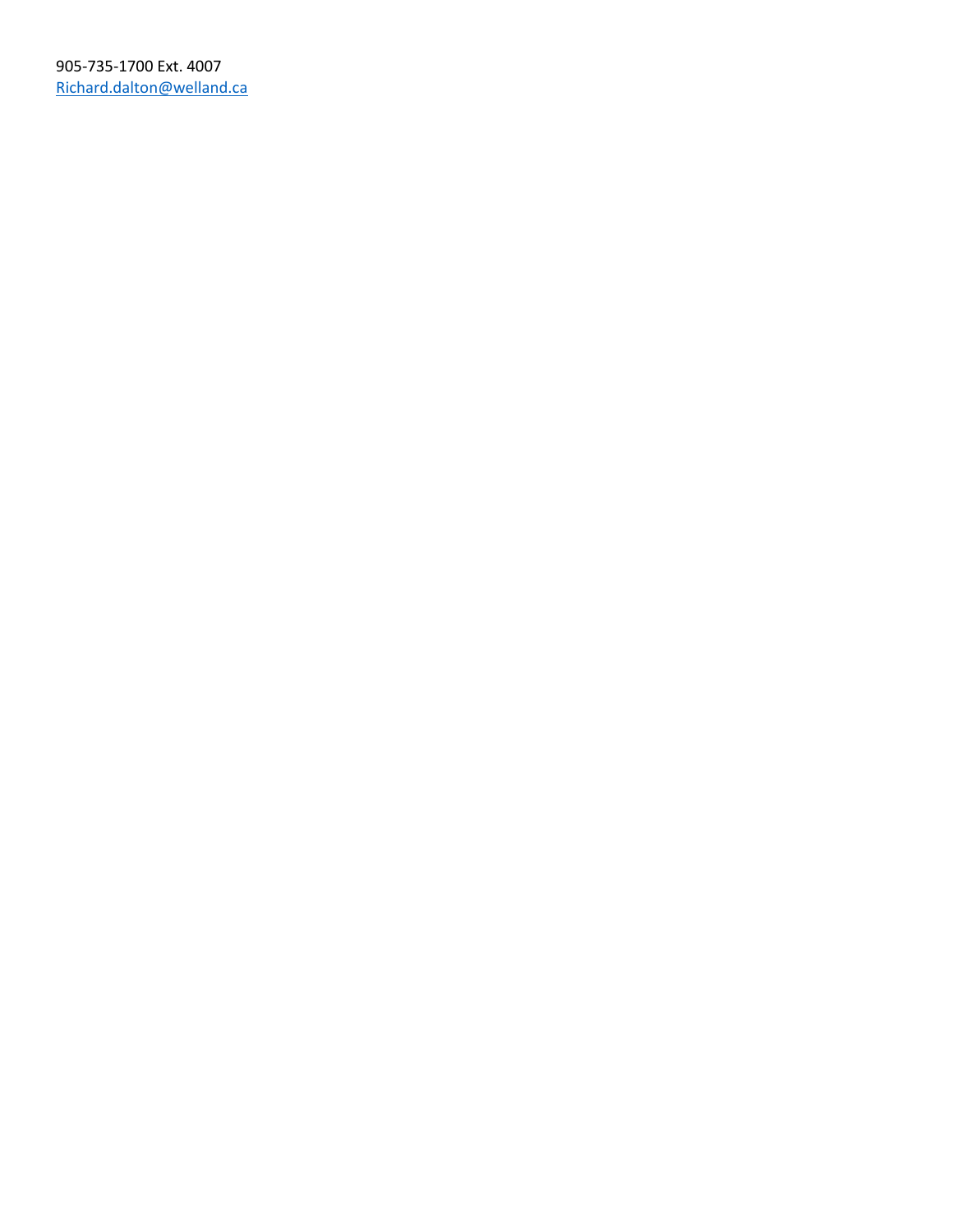905-735-1700 Ext. 4007
Richard.dalton@welland.ca